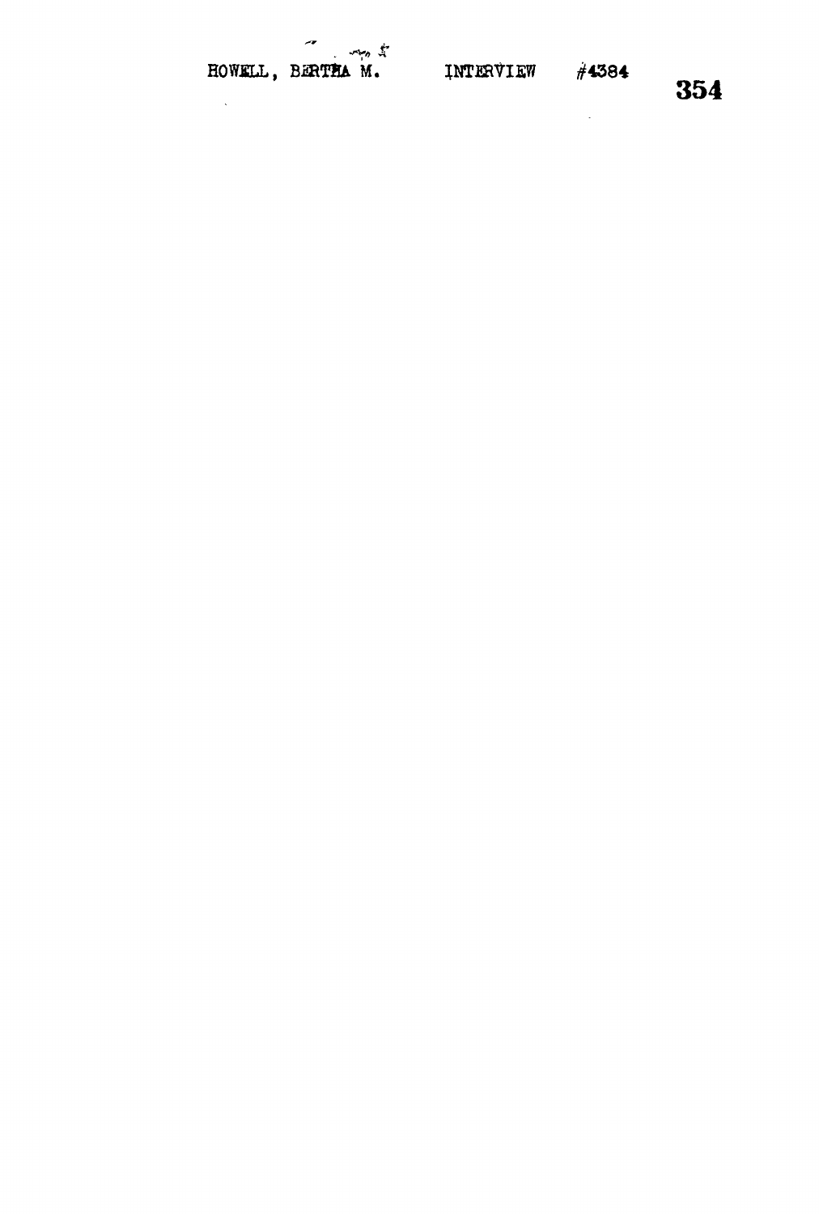HOWELL, BERTHA M. INTERVIEW #4384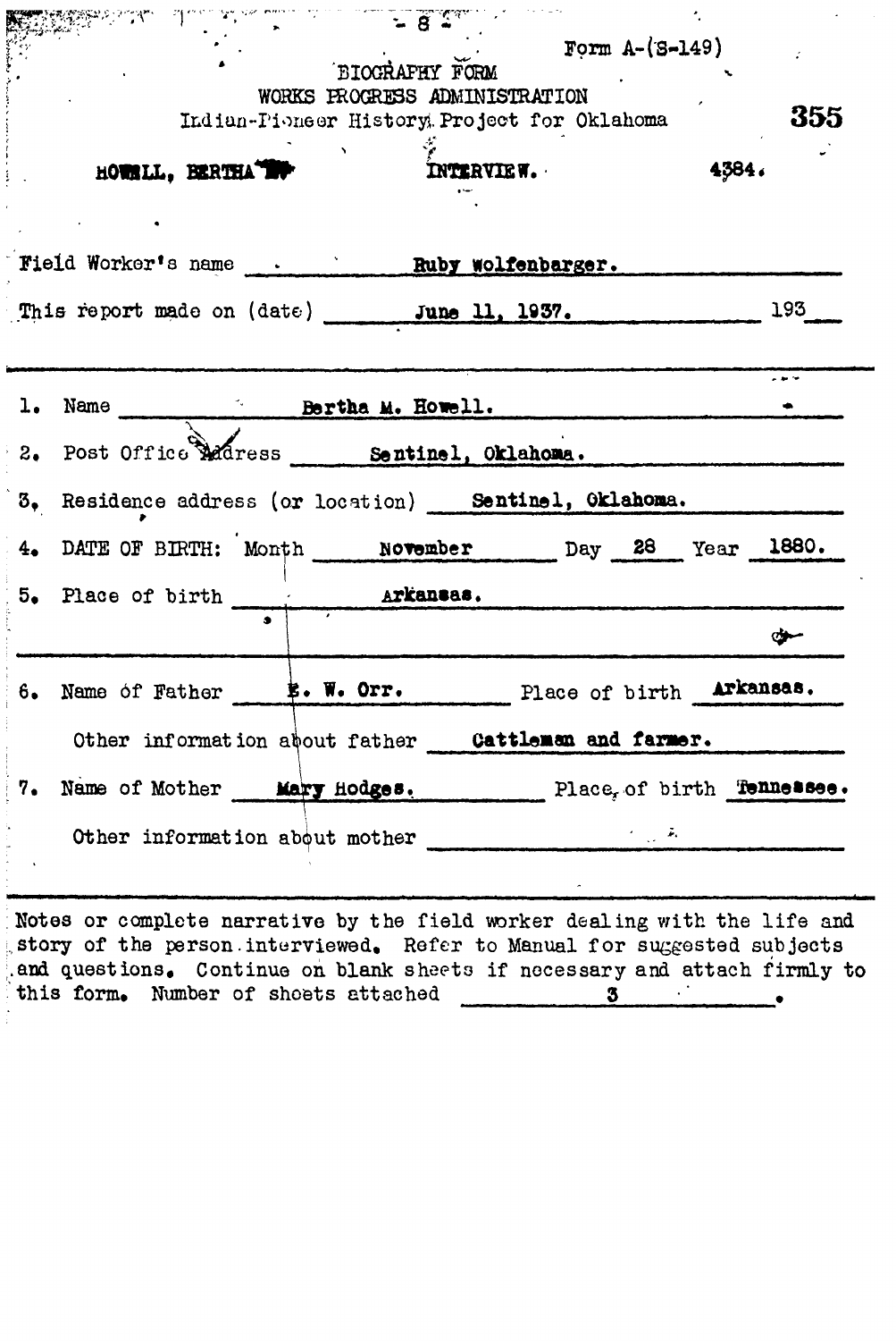Form A-(S-149)

BIOGRAPHY FORM
WORKS PROGRESS ADMINISTRATION
Indian-Pioneer History Project for Oklahoma

355

HOWELL, BERTHA M. INTERVIEW. 4384.

Field Worker's name Ruby Wolfenbarger.

This report made on (date) June 11, 1937. 193__

1. Name Bertha M. Howell.

2. Post Office Address Sentinel, Oklahoma.

3. Residence address (or location) Sentinel, Oklahoma.

4. DATE OF BIRTH: Month November Day 28 Year 1880.

5. Place of birth Arkansas.

6. Name of Father E. W. Orr. Place of birth Arkansas.

Other information about father Cattleman and farmer.

7. Name of Mother Mary Hodges. Place of birth Tennessee.

Other information about mother

Notes or complete narrative by the field worker dealing with the life and story of the person interviewed. Refer to Manual for suggested subjects and questions. Continue on blank sheets if necessary and attach firmly to this form. Number of sheets attached 3.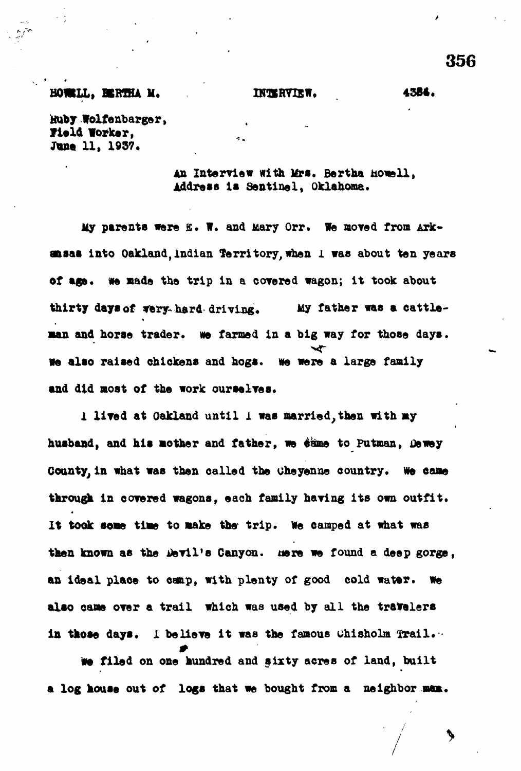HOWELL, BERTHA M.                    INTERVIEW.                    4384.

Ruby Wolfenbarger,
Field Worker,
June 11, 1937.

An Interview with Mrs. Bertha Howell,
Address is Sentinel, Oklahoma.

My parents were E. W. and Mary Orr. We moved from Arkansas into Oakland, Indian Territory, when I was about ten years of age. We made the trip in a covered wagon; it took about thirty days of very hard driving. My father was a cattleman and horse trader. We farmed in a big way for those days. We also raised chickens and hogs. We were a large family and did most of the work ourselves.

I lived at Oakland until I was married, then with my husband, and his mother and father, we came to Putman, Dewey County, in what was then called the Cheyenne country. We came through in covered wagons, each family having its own outfit. It took some time to make the trip. We camped at what was then known as the Devil's Canyon. Here we found a deep gorge, an ideal place to camp, with plenty of good cold water. We also came over a trail which was used by all the travelers in those days. I believe it was the famous Chisholm Trail.

We filed on one hundred and sixty acres of land, built a log house out of logs that we bought from a neighbor man.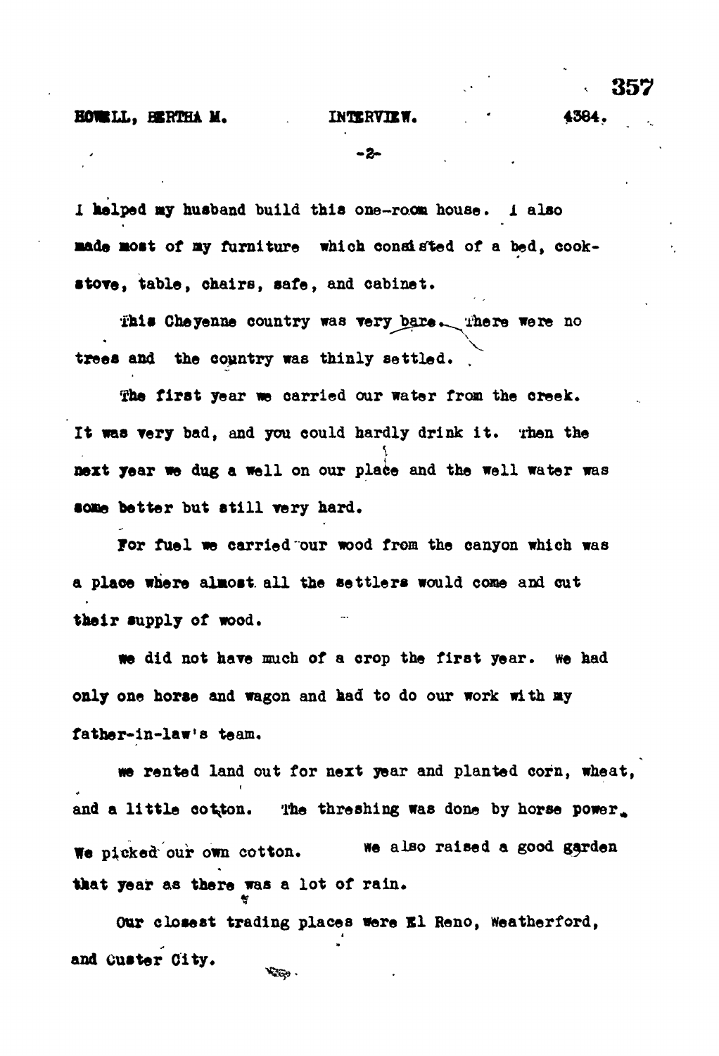I helped my husband build this one-room house. I also made most of my furniture which consisted of a bed, cook-stove, table, chairs, safe, and cabinet.

This Cheyenne country was very bare. There were no trees and the country was thinly settled.

The first year we carried our water from the creek. It was very bad, and you could hardly drink it. Then the next year we dug a well on our place and the well water was some better but still very hard.

For fuel we carried our wood from the canyon which was a place where almost all the settlers would come and cut their supply of wood.

We did not have much of a crop the first year. We had only one horse and wagon and had to do our work with my father-in-law's team.

We rented land out for next year and planted corn, wheat, and a little cotton. The threshing was done by horse power. We picked our own cotton. We also raised a good garden that year as there was a lot of rain.

Our closest trading places were El Reno, Weatherford, and Custer City.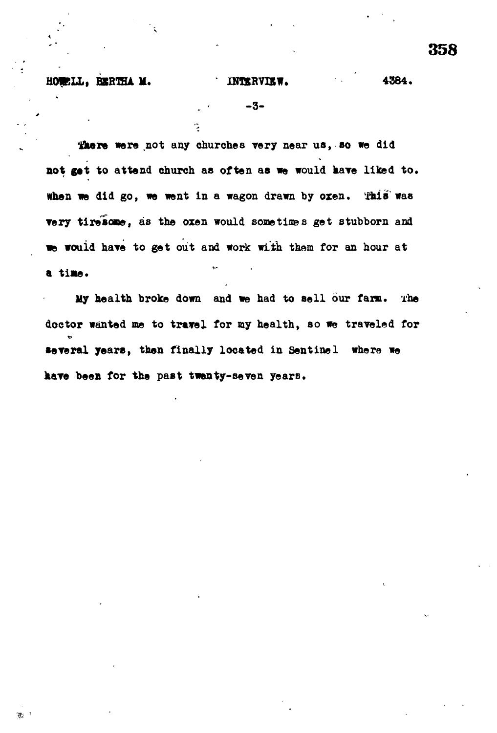There were not any churches very near us, so we did not get to attend church as often as we would have liked to. When we did go, we went in a wagon drawn by oxen. This was very tiresome, as the oxen would sometimes get stubborn and we would have to get out and work with them for an hour at a time.

My health broke down and we had to sell our farm. The doctor wanted me to travel for my health, so we traveled for several years, then finally located in Sentinel where we have been for the past twenty-seven years.